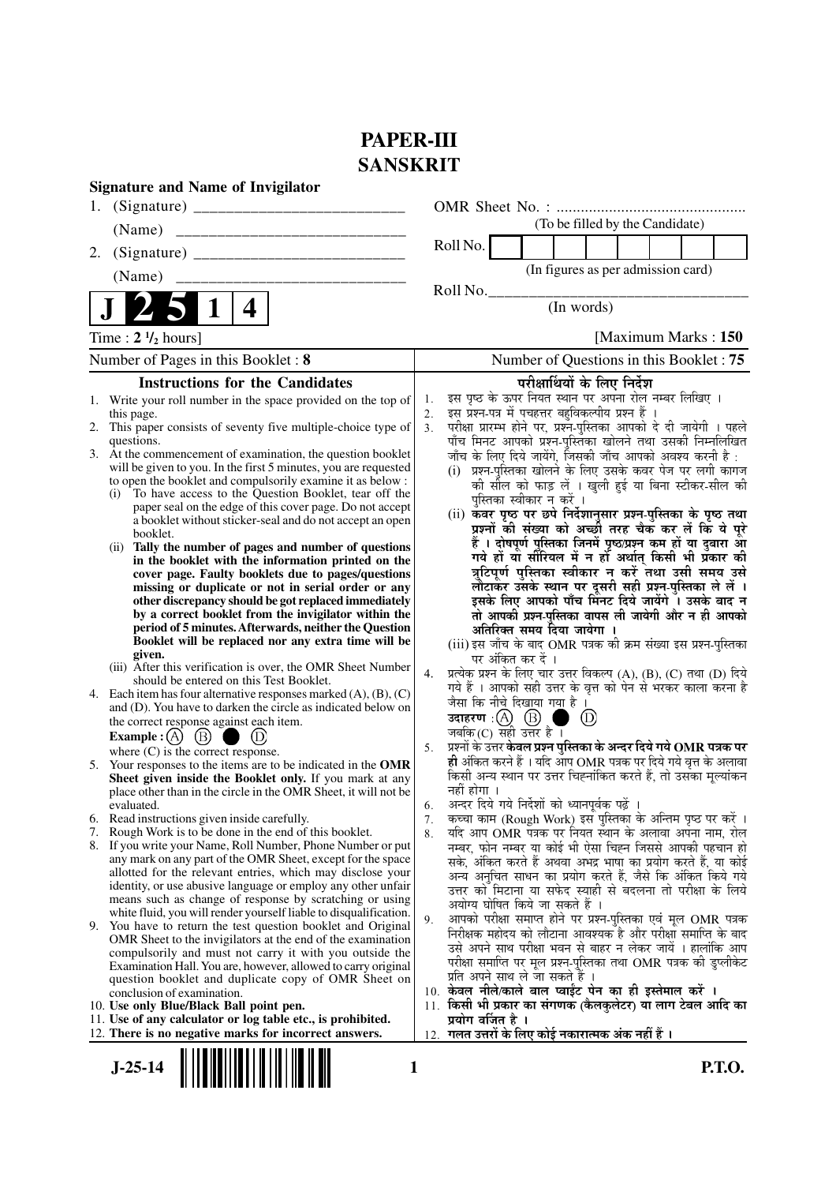# PAPER-III
# SANSKRIT

**Signature and Name of Invigilator**

1. (Signature) __________________________

   (Name) __________________________

2. (Signature) __________________________

   (Name) __________________________

**J 2 5 1 4**

OMR Sheet No. : ...............................................
(To be filled by the Candidate)

Roll No. 
(In figures as per admission card)

Roll No.________________________________
(In words)

Time : **2 ½ hours**] [Maximum Marks : **150**

Number of Pages in this Booklet : **8** | Number of Questions in this Booklet : **75**

## Instructions for the Candidates

1. Write your roll number in the space provided on the top of this page.
2. This paper consists of seventy five multiple-choice type of questions.
3. At the commencement of examination, the question booklet will be given to you. In the first 5 minutes, you are requested to open the booklet and compulsorily examine it as below :
   (i) To have access to the Question Booklet, tear off the paper seal on the edge of this cover page. Do not accept a booklet without sticker-seal and do not accept an open booklet.
   (ii) **Tally the number of pages and number of questions in the booklet with the information printed on the cover page. Faulty booklets due to pages/questions missing or duplicate or not in serial order or any other discrepancy should be got replaced immediately by a correct booklet from the invigilator within the period of 5 minutes. Afterwards, neither the Question Booklet will be replaced nor any extra time will be given.**
   (iii) After this verification is over, the OMR Sheet Number should be entered on this Test Booklet.
4. Each item has four alternative responses marked (A), (B), (C) and (D). You have to darken the circle as indicated below on the correct response against each item.
   **Example :** (A) (B) ● (D)
   where (C) is the correct response.
5. Your responses to the items are to be indicated in the **OMR Sheet given inside the Booklet only.** If you mark at any place other than in the circle in the OMR Sheet, it will not be evaluated.
6. Read instructions given inside carefully.
7. Rough Work is to be done in the end of this booklet.
8. If you write your Name, Roll Number, Phone Number or put any mark on any part of the OMR Sheet, except for the space allotted for the relevant entries, which may disclose your identity, or use abusive language or employ any other unfair means such as change of response by scratching or using white fluid, you will render yourself liable to disqualification.
9. You have to return the test question booklet and Original OMR Sheet to the invigilators at the end of the examination compulsorily and must not carry it with you outside the Examination Hall. You are, however, allowed to carry original question booklet and duplicate copy of OMR Sheet on conclusion of examination.
10. **Use only Blue/Black Ball point pen.**
11. **Use of any calculator or log table etc., is prohibited.**
12. **There is no negative marks for incorrect answers.**

## परीक्षार्थियों के लिए निर्देश

1. इस पृष्ठ के ऊपर नियत स्थान पर अपना रोल नम्बर लिखिए ।
2. इस प्रश्न-पत्र में पचहत्तर बहुविकल्पीय प्रश्न हैं ।
3. परीक्षा प्रारम्भ होने पर, प्रश्न-पुस्तिका आपको दे दी जायेगी । पहले पाँच मिनट आपको प्रश्न-पुस्तिका खोलने तथा उसकी निम्नलिखित जाँच के लिए दिये जायेंगे, जिसकी जाँच आपको अवश्य करनी है :
   (i) प्रश्न-पुस्तिका खोलने के लिए उसके कवर पेज पर लगी कागज की सील को फाड़ लें । खुली हुई या बिना स्टीकर-सील की पुस्तिका स्वीकार न करें ।
   (ii) **कवर पृष्ठ पर छपे निर्देशानुसार प्रश्न-पुस्तिका के पृष्ठ तथा प्रश्नों की संख्या को अच्छी तरह चैक कर लें कि ये पूरे हैं । दोषपूर्ण पुस्तिका जिनमें पृष्ठ/प्रश्न कम हों या दुबारा आ गये हों या सीरियल में न हों अर्थात् किसी भी प्रकार की त्रुटिपूर्ण पुस्तिका स्वीकार न करें तथा उसी समय उसे लौटाकर उसके स्थान पर दूसरी सही प्रश्न-पुस्तिका ले लें । इसके लिए आपको पाँच मिनट दिये जायेंगे । उसके बाद न तो आपकी प्रश्न-पुस्तिका वापस ली जायेगी और न ही आपको अतिरिक्त समय दिया जायेगा ।**
   (iii) इस जाँच के बाद OMR पत्रक की क्रम संख्या इस प्रश्न-पुस्तिका पर अंकित कर दें ।
4. प्रत्येक प्रश्न के लिए चार उत्तर विकल्प (A), (B), (C) तथा (D) दिये गये हैं । आपको सही उत्तर के वृत्त को पेन से भरकर काला करना है जैसा कि नीचे दिखाया गया है ।
   **उदाहरण :** (A) (B) ● (D)
   जबकि (C) सही उत्तर है ।
5. प्रश्नों के उत्तर **केवल प्रश्न पुस्तिका के अन्दर दिये गये OMR पत्रक पर ही** अंकित करने हैं । यदि आप OMR पत्रक पर दिये गये वृत्त के अलावा किसी अन्य स्थान पर उत्तर चिह्नांकित करते हैं, तो उसका मूल्यांकन नहीं होगा ।
6. अन्दर दिये गये निर्देशों को ध्यानपूर्वक पढ़ें ।
7. कच्चा काम (Rough Work) इस पुस्तिका के अन्तिम पृष्ठ पर करें ।
8. यदि आप OMR पत्रक पर नियत स्थान के अलावा अपना नाम, रोल नम्बर, फोन नम्बर या कोई भी ऐसा चिह्न जिससे आपकी पहचान हो सके, अंकित करते हैं अथवा अभद्र भाषा का प्रयोग करते हैं, या कोई अन्य अनुचित साधन का प्रयोग करते हैं, जैसे कि अंकित किये गये उत्तर को मिटाना या सफेद स्याही से बदलना तो परीक्षा के लिये अयोग्य घोषित किये जा सकते हैं ।
9. आपको परीक्षा समाप्त होने पर प्रश्न-पुस्तिका एवं मूल OMR पत्रक निरीक्षक महोदय को लौटाना आवश्यक है और परीक्षा समाप्ति के बाद उसे अपने साथ परीक्षा भवन से बाहर न लेकर जायें । हालांकि आप परीक्षा समाप्ति पर मूल प्रश्न-पुस्तिका तथा OMR पत्रक की डुप्लीकेट प्रति अपने साथ ले जा सकते हैं ।
10. **केवल नीले/काले बाल प्वाईंट पेन का ही इस्तेमाल करें ।**
11. **किसी भी प्रकार का संगणक (कैलकुलेटर) या लाग टेबल आदि का प्रयोग वर्जित है ।**
12. **गलत उत्तरों के लिए कोई नकारात्मक अंक नहीं हैं ।**

J-25-14 P.T.O.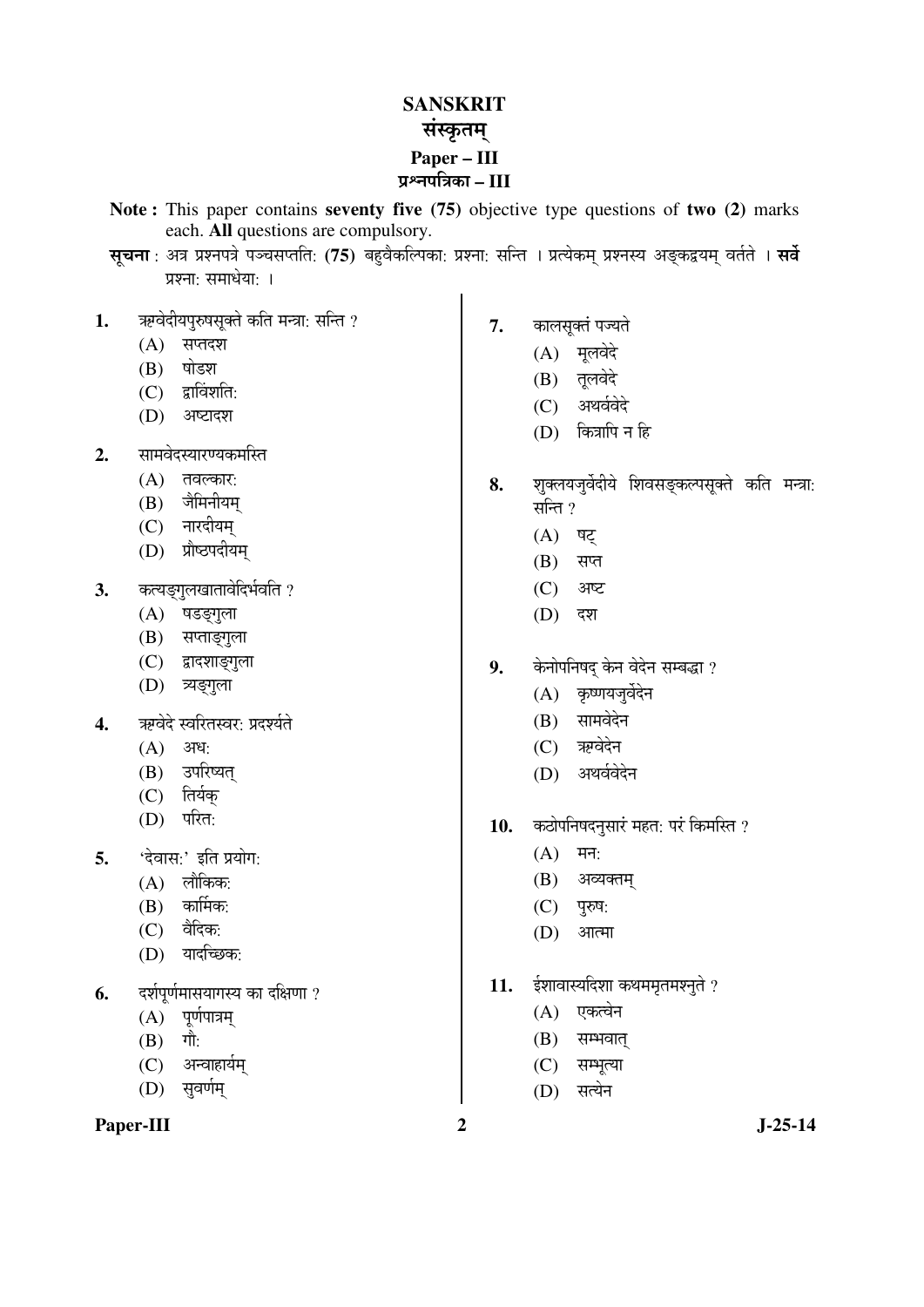# SANSKRIT
# संस्कृतम्
## Paper – III
## प्रश्नपत्रिका – III

**Note :** This paper contains **seventy five (75)** objective type questions of **two (2)** marks each. **All** questions are compulsory.

**सूचना :** अत्र प्रश्नपत्रे पञ्चसप्तति: **(75)** बहुवैकल्पिका: प्रश्ना: सन्ति । प्रत्येकम् प्रश्नस्य अङ्कद्वयम् वर्तते । **सर्वे** प्रश्ना: समाधेया: ।

**1.** ऋग्वेदीयपुरुषसूक्ते कति मन्त्रा: सन्ति ?
- (A) सप्तदश
- (B) षोडश
- (C) द्वाविंशति:
- (D) अष्टादश

**2.** सामवेदस्यारण्यकमस्ति
- (A) तवल्कार:
- (B) जैमिनीयम्
- (C) नारदीयम्
- (D) प्रौष्ठपदीयम्

**3.** कत्यङ्गुलखातावेदिर्भवति ?
- (A) षडङ्गुला
- (B) सप्ताङ्गुला
- (C) द्वादशाङ्गुला
- (D) त्र्यङ्गुला

**4.** ऋग्वेदे स्वरितस्वर: प्रदर्श्यते
- (A) अध:
- (B) उपरिष्यत्
- (C) तिर्यक्
- (D) परित:

**5.** 'देवास:' इति प्रयोग:
- (A) लौकिक:
- (B) कार्मिक:
- (C) वैदिक:
- (D) यादच्छिक:

**6.** दर्शपूर्णमासयागस्य का दक्षिणा ?
- (A) पूर्णपात्रम्
- (B) गौ:
- (C) अन्वाहार्यम्
- (D) सुवर्णम्

**7.** कालसूक्तं पठ्यते
- (A) मूलवेदे
- (B) तूलवेदे
- (C) अथर्ववेदे
- (D) कित्रापि न हि

**8.** शुक्लयजुर्वेदीये शिवसङ्कल्पसूक्ते कति मन्त्रा: सन्ति ?
- (A) षट्
- (B) सप्त
- (C) अष्ट
- (D) दश

**9.** केनोपनिषद् केन वेदेन सम्बद्धा ?
- (A) कृष्णयजुर्वेदेन
- (B) सामवेदेन
- (C) ऋग्वेदेन
- (D) अथर्ववेदेन

**10.** कठोपनिषदनुसारं महत: परं किमस्ति ?
- (A) मन:
- (B) अव्यक्तम्
- (C) पुरुष:
- (D) आत्मा

**11.** ईशावास्यदिशा कथममृतमश्नुते ?
- (A) एकत्वेन
- (B) सम्भवात्
- (C) सम्भूत्या
- (D) सत्येन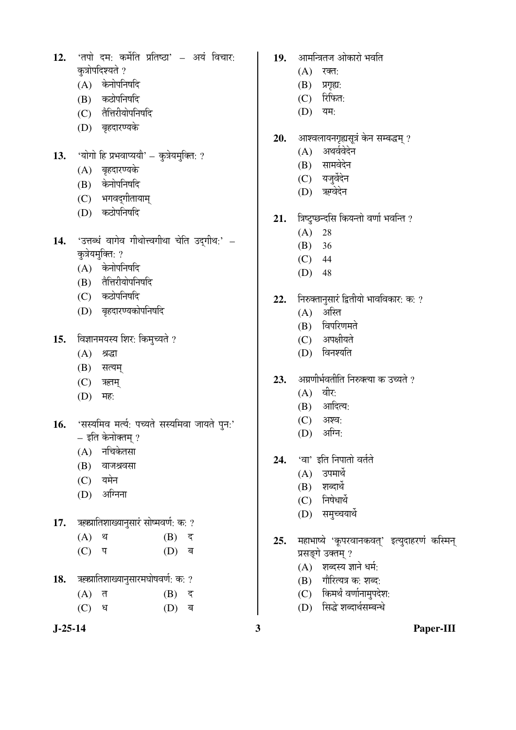12. 'तपो दमः कर्मेति प्रतिष्ठा' – अयं विचारः कुत्रोपदिश्यते ?
   (A) केनोपनिषदि
   (B) कठोपनिषदि
   (C) तैत्तिरीयोपनिषदि
   (D) बृहदारण्यके

13. 'योगो हि प्रभवाप्ययौ' – कुत्रेयमुक्तिः ?
   (A) बृहदारण्यके
   (B) केनोपनिषदि
   (C) भगवद्गीतायाम्
   (D) कठोपनिषदि

14. 'उत्तब्धं वागेव गीथोत्त्वगीथा चेति उद्गीथः' – कुत्रेयमुक्तिः ?
   (A) केनोपनिषदि
   (B) तैत्तिरीयोपनिषदि
   (C) कठोपनिषदि
   (D) बृहदारण्यकोपनिषदि

15. विज्ञानमयस्य शिरः किमुच्यते ?
   (A) श्रद्धा
   (B) सत्यम्
   (C) ऋतम्
   (D) महः

16. 'सस्यमिव मर्त्यः पच्यते सस्यमिवा जायते पुनः' – इति केनोक्तम् ?
   (A) नचिकेतसा
   (B) वाजश्रवसा
   (C) यमेन
   (D) अग्निना

17. ऋक्प्रातिशाख्यानुसारं सोष्मवर्णः कः ?
   (A) थ
   (B) द
   (C) प
   (D) ब

18. ऋक्प्रातिशाख्यानुसारमघोषवर्णः कः ?
   (A) त
   (B) द
   (C) ध
   (D) ब

19. आमन्त्रितज ओकारो भवति
   (A) रक्तः
   (B) प्रगृह्यः
   (C) रिफितः
   (D) यमः

20. आश्वलायनगृह्यसूत्रं केन सम्बद्धम् ?
   (A) अथर्ववेदेन
   (B) सामवेदेन
   (C) यजुर्वेदेन
   (D) ऋग्वेदेन

21. त्रिष्टुप्छन्दसि कियन्तो वर्णा भवन्ति ?
   (A) 28
   (B) 36
   (C) 44
   (D) 48

22. निरुक्तानुसारं द्वितीयो भावविकारः कः ?
   (A) अस्ति
   (B) विपरिणमते
   (C) अपक्षीयते
   (D) विनश्यति

23. अग्रणीर्भवतीति निरुक्त्या क उच्यते ?
   (A) वीरः
   (B) आदित्यः
   (C) अश्वः
   (D) अग्निः

24. 'वा' इति निपातो वर्तते
   (A) उपमार्थे
   (B) शब्दार्थे
   (C) निषेधार्थे
   (D) समुच्चयार्थे

25. महाभाष्ये 'कूपरवानकवत्' इत्युदाहरणं कस्मिन् प्रसङ्गे उक्तम् ?
   (A) शब्दस्य ज्ञाने धर्मः
   (B) गौरित्यत्र कः शब्दः
   (C) किमर्थं वर्णानामुपदेशः
   (D) सिद्धे शब्दार्थसम्बन्धे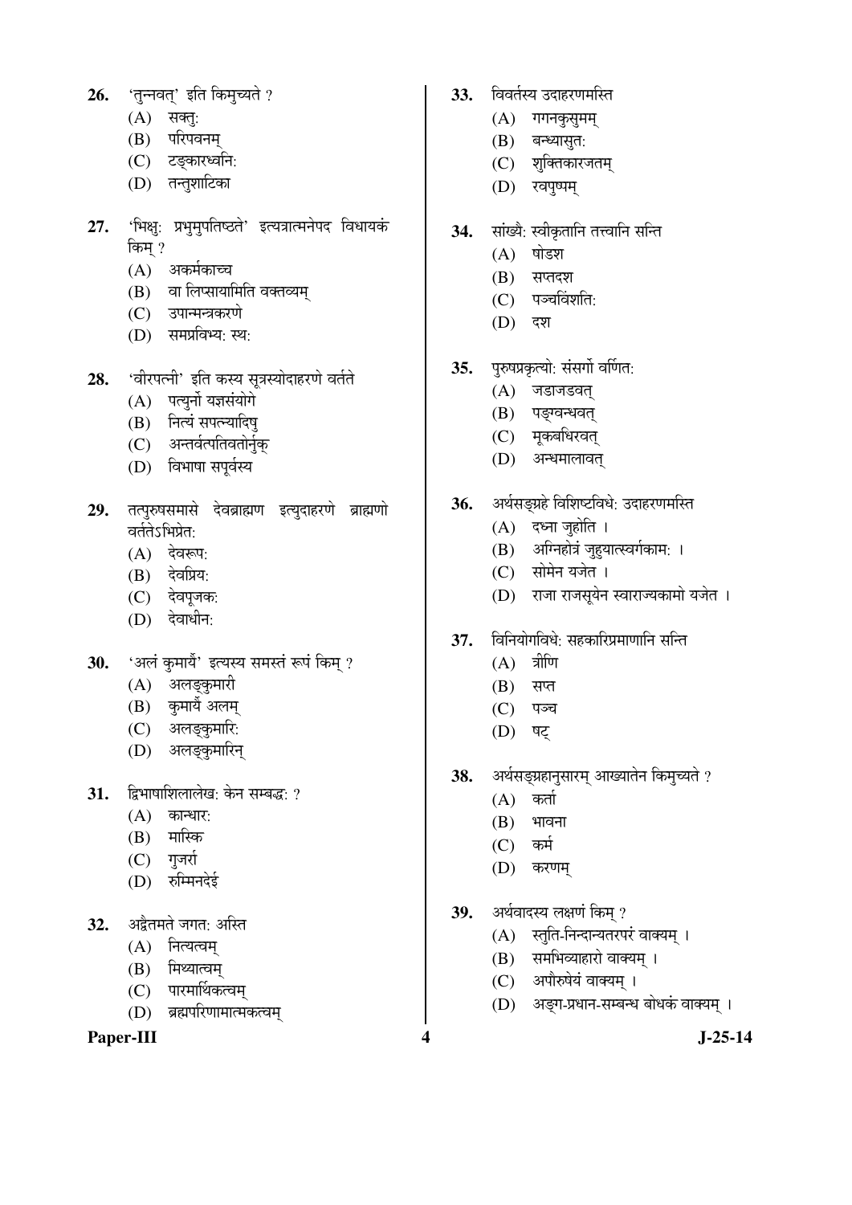26. 'तुन्नवत्' इति किमुच्यते ?
    (A) सक्तुः
    (B) परिपवनम्
    (C) टङ्कारध्वनिः
    (D) तन्तुशाटिका

27. 'भिक्षुः प्रभुमुपतिष्ठते' इत्यत्रात्मनेपद विधायकं किम् ?
    (A) अकर्मकाच्च
    (B) वा लिप्सायामिति वक्तव्यम्
    (C) उपान्मन्त्रकरणे
    (D) समप्रविभ्यः स्थः

28. 'वीरपत्नी' इति कस्य सूत्रस्योदाहरणे वर्तते
    (A) पत्युर्नो यज्ञसंयोगे
    (B) नित्यं सपत्न्यादिषु
    (C) अन्तर्वत्पतिवतोर्नुक्
    (D) विभाषा सपूर्वस्य

29. तत्पुरुषसमासे देवब्राह्मण इत्युदाहरणे ब्राह्मणो वर्ततेऽभिप्रेतः
    (A) देवरूपः
    (B) देवप्रियः
    (C) देवपूजकः
    (D) देवाधीनः

30. 'अलं कुमार्यै' इत्यस्य समस्तं रूपं किम् ?
    (A) अलङ्कुमारी
    (B) कुमार्यै अलम्
    (C) अलङ्कुमारिः
    (D) अलङ्कुमारिन्

31. द्विभाषाशिलालेखः केन सम्बद्धः ?
    (A) कान्धारः
    (B) मास्कि
    (C) गुजर्रा
    (D) रुम्मिनदेई

32. अद्वैतमते जगतः अस्ति
    (A) नित्यत्वम्
    (B) मिथ्यात्वम्
    (C) पारमार्थिकत्वम्
    (D) ब्रह्मपरिणामात्मकत्वम्

33. विवर्तस्य उदाहरणमस्ति
    (A) गगनकुसुमम्
    (B) बन्ध्यासुतः
    (C) शुक्तिकारजतम्
    (D) खपुष्पम्

34. सांख्यैः स्वीकृतानि तत्त्वानि सन्ति
    (A) षोडश
    (B) सप्तदश
    (C) पञ्चविंशतिः
    (D) दश

35. पुरुषप्रकृत्योः संसर्गो वर्णितः
    (A) जडाजडवत्
    (B) पङ्ग्वन्धवत्
    (C) मूकबधिरवत्
    (D) अन्धमालावत्

36. अर्थसङ्ग्रहे विशिष्टविधेः उदाहरणमस्ति
    (A) दध्ना जुहोति ।
    (B) अग्निहोत्रं जुहुयात्स्वर्गकामः ।
    (C) सोमेन यजेत ।
    (D) राजा राजसूयेन स्वाराज्यकामो यजेत ।

37. विनियोगविधेः सहकारिप्रमाणानि सन्ति
    (A) त्रीणि
    (B) सप्त
    (C) पञ्च
    (D) षट्

38. अर्थसङ्ग्रहानुसारम् आख्यातेन किमुच्यते ?
    (A) कर्ता
    (B) भावना
    (C) कर्म
    (D) करणम्

39. अर्थवादस्य लक्षणं किम् ?
    (A) स्तुति-निन्दान्यतरपरं वाक्यम् ।
    (B) समभिव्याहारो वाक्यम् ।
    (C) अपौरुषेयं वाक्यम् ।
    (D) अङ्ग-प्रधान-सम्बन्ध बोधकं वाक्यम् ।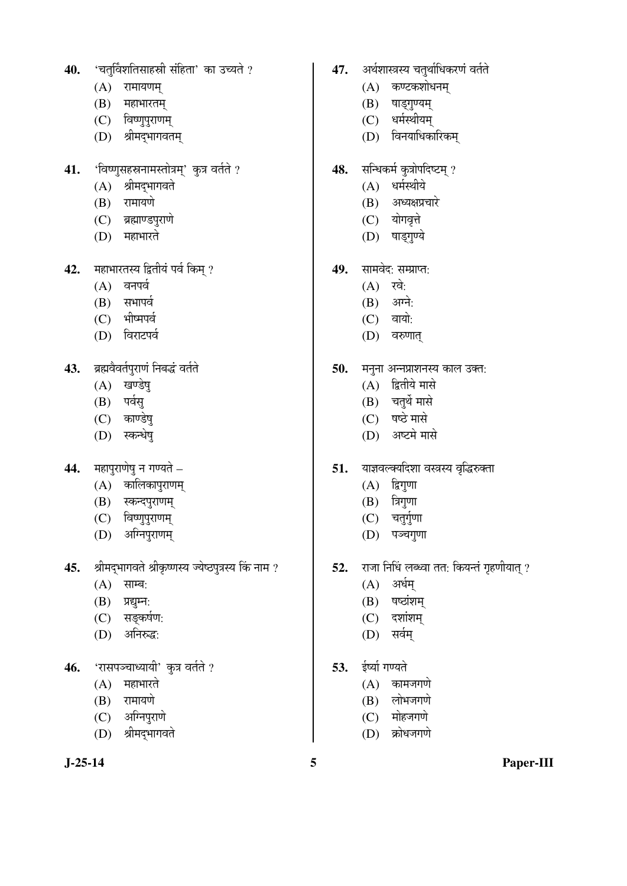40. 'चतुर्विंशतिसाहस्त्री संहिता' का उच्यते ?
   (A) रामायणम्
   (B) महाभारतम्
   (C) विष्णुपुराणम्
   (D) श्रीमद्भागवतम्

41. 'विष्णुसहस्रनामस्तोत्रम्' कुत्र वर्तते ?
   (A) श्रीमद्भागवते
   (B) रामायणे
   (C) ब्रह्माण्डपुराणे
   (D) महाभारते

42. महाभारतस्य द्वितीयं पर्व किम् ?
   (A) वनपर्व
   (B) सभापर्व
   (C) भीष्मपर्व
   (D) विराटपर्व

43. ब्रह्मवैवर्तपुराणं निबद्धं वर्तते
   (A) खण्डेषु
   (B) पर्वसु
   (C) काण्डेषु
   (D) स्कन्धेषु

44. महापुराणेषु न गण्यते –
   (A) कालिकापुराणम्
   (B) स्कन्दपुराणम्
   (C) विष्णुपुराणम्
   (D) अग्निपुराणम्

45. श्रीमद्भागवते श्रीकृष्णस्य ज्येष्ठपुत्रस्य किं नाम ?
   (A) साम्ब:
   (B) प्रद्युम्न:
   (C) सङ्कर्षण:
   (D) अनिरुद्ध:

46. 'रासपञ्चाध्यायी' कुत्र वर्तते ?
   (A) महाभारते
   (B) रामायणे
   (C) अग्निपुराणे
   (D) श्रीमद्भागवते

47. अर्थशास्त्रस्य चतुर्थाधिकरणं वर्तते
   (A) कण्टकशोधनम्
   (B) षाड्गुण्यम्
   (C) धर्मस्थीयम्
   (D) विनयाधिकारिकम्

48. सन्धिकर्म कुत्रोपदिष्टम् ?
   (A) धर्मस्थीये
   (B) अध्यक्षप्रचारे
   (C) योगवृत्ते
   (D) षाड्गुण्ये

49. सामवेद: सम्प्राप्त:
   (A) रवे:
   (B) अग्ने:
   (C) वायो:
   (D) वरुणात्

50. मनुना अन्नप्राशनस्य काल उक्त:
   (A) द्वितीये मासे
   (B) चतुर्थे मासे
   (C) षष्ठे मासे
   (D) अष्टमे मासे

51. याज्ञवल्क्यदिशा वस्त्रस्य वृद्धिरुक्ता
   (A) द्विगुणा
   (B) त्रिगुणा
   (C) चतुर्गुणा
   (D) पञ्चगुणा

52. राजा निधिं लब्ध्वा तत: कियन्तं गृहणीयात् ?
   (A) अर्धम्
   (B) षष्ठांशम्
   (C) दशांशम्
   (D) सर्वम्

53. ईर्ष्या गण्यते
   (A) कामजगणे
   (B) लोभजगणे
   (C) मोहजगणे
   (D) क्रोधजगणे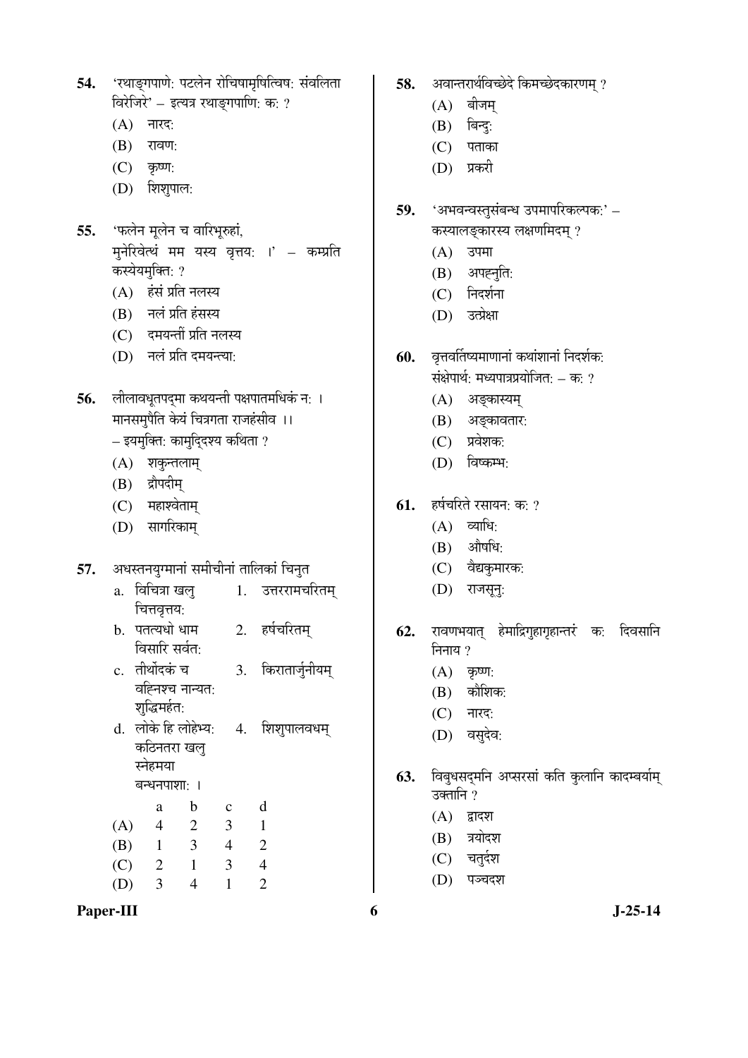**54.** 'रथाङ्गपाणेः पटलेन रोचिषामृषित्विषः संवलिता विरेजिरे' – इत्यत्र रथाङ्गपाणिः कः ?

(A) नारदः

(B) रावणः

(C) कृष्णः

(D) शिशुपालः

**55.** 'फलेन मूलेन च वारिभूरुहां,
मुनेरिवेत्थं मम यस्य वृत्तयः ।' – कम्प्रति कस्येयमुक्तिः ?

(A) हंसं प्रति नलस्य

(B) नलं प्रति हंसस्य

(C) दमयन्तीं प्रति नलस्य

(D) नलं प्रति दमयन्त्याः

**56.** लीलावधूतपद्मा कथयन्ती पक्षपातमधिकं नः ।
मानसमुपैति केयं चित्रगता राजहंसीव ।।
– इयमुक्तिः कामुद्दिश्य कथिता ?

(A) शकुन्तलाम्

(B) द्रौपदीम्

(C) महाश्वेताम्

(D) सागरिकाम्

**57.** अधस्तनयुग्मानां समीचीनां तालिकां चिनुत

| | | | |
|---|---|---|---|
| a. | विचित्रा खलु चित्तवृत्तयः | 1. | उत्तररामचरितम् |
| b. | पतत्यधो धाम विसारि सर्वतः | 2. | हर्षचरितम् |
| c. | तीर्थोदकं च वह्निश्च नान्यतः शुद्धिमर्हतः | 3. | किरातार्जुनीयम् |
| d. | लोके हि लोहेभ्यः कठिनतरा खलु स्नेहमया बन्धनपाशाः । | 4. | शिशुपालवधम् |

| | a | b | c | d |
|---|---|---|---|---|
| (A) | 4 | 2 | 3 | 1 |
| (B) | 1 | 3 | 4 | 2 |
| (C) | 2 | 1 | 3 | 4 |
| (D) | 3 | 4 | 1 | 2 |

**58.** अवान्तरार्थविच्छेदे किमच्छेदकारणम् ?

(A) बीजम्

(B) बिन्दुः

(C) पताका

(D) प्रकरी

**59.** 'अभवन्वस्तुसंबन्ध उपमापरिकल्पकः' – कस्यालङ्कारस्य लक्षणमिदम् ?

(A) उपमा

(B) अपह्नुतिः

(C) निदर्शना

(D) उत्प्रेक्षा

**60.** वृत्तवर्तिष्यमाणानां कथांशानां निदर्शकः संक्षेपार्थः मध्यपात्रप्रयोजितः – कः ?

(A) अङ्कास्यम्

(B) अङ्कावतारः

(C) प्रवेशकः

(D) विष्कम्भः

**61.** हर्षचरिते रसायनः कः ?

(A) व्याधिः

(B) औषधिः

(C) वैद्यकुमारकः

(D) राजसूनुः

**62.** रावणभयात् हेमाद्रिगुहागृहान्तरं कः दिवसानि निनाय ?

(A) कृष्णः

(B) कौशिकः

(C) नारदः

(D) वसुदेवः

**63.** विबुधसद्मनि अप्सरसां कति कुलानि कादम्बर्याम् उक्तानि ?

(A) द्वादश

(B) त्रयोदश

(C) चतुर्दश

(D) पञ्चदश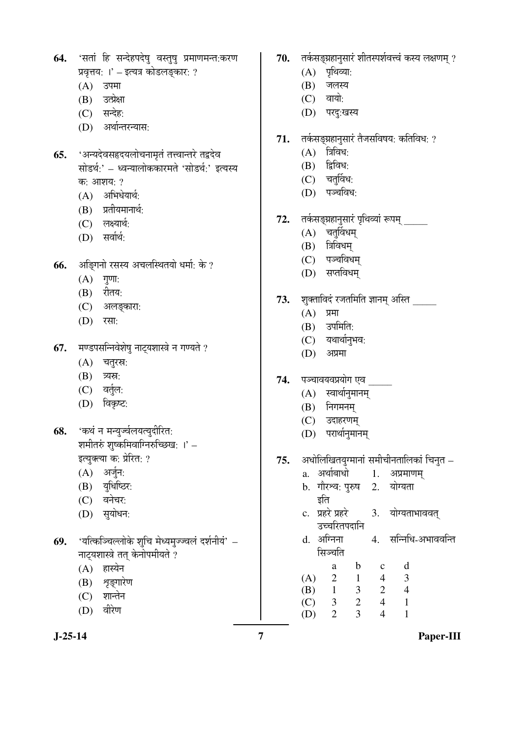64. 'सतां हि सन्देहपदेषु वस्तुषु प्रमाणमन्त:करण प्रवृत्तय: ।' – इत्यत्र कोऽलङ्कार: ?
   (A) उपमा
   (B) उत्प्रेक्षा
   (C) सन्देह:
   (D) अर्थान्तरन्यास:

65. 'अन्यदेवसहृदयलोचनामृतं तत्त्वान्तरे तद्वदेव सोऽर्थ:' – ध्वन्यालोककारमते 'सोऽर्थ:' इत्यस्य क: आशय: ?
   (A) अभिधेयार्थ:
   (B) प्रतीयमानार्थ:
   (C) लक्ष्यार्थ:
   (D) सर्वार्थ:

66. अङ्गिनो रसस्य अचलस्थितयो धर्मा: के ?
   (A) गुणा:
   (B) रीतय:
   (C) अलङ्कारा:
   (D) रसा:

67. मण्डपसन्निवेशेषु नाट्यशास्त्रे न गण्यते ?
   (A) चतुरस्र:
   (B) त्र्यस्र:
   (C) वर्तुल:
   (D) विकृष्ट:

68. 'कथं न मन्युर्ज्वलयत्युदीरित: शमीतरुं शुष्कमिवाग्निरुच्छिख: ।' – इत्युक्त्या क: प्रेरित: ?
   (A) अर्जुन:
   (B) युधिष्ठिर:
   (C) वनेचर:
   (D) सुयोधन:

69. 'यत्किञ्चिल्लोके शुचि मेध्यमुज्ज्वलं दर्शनीयं' – नाट्यशास्त्रे तत् केनोपमीयते ?
   (A) हास्येन
   (B) शृङ्गारेण
   (C) शान्तेन
   (D) वीरेण

70. तर्कसङ्ग्रहानुसारं शीतस्पर्शवत्त्वं कस्य लक्षणम् ?
   (A) पृथिव्या:
   (B) जलस्य
   (C) वायो:
   (D) परदु:खस्य

71. तर्कसङ्ग्रहानुसारं तैजसविषय: कतिविध: ?
   (A) त्रिविध:
   (B) द्विविध:
   (C) चतुर्विध:
   (D) पञ्चविध:

72. तर्कसङ्ग्रहानुसारं पृथिव्यां रूपम् _____
   (A) चतुर्विधम्
   (B) त्रिविधम्
   (C) पञ्चविधम्
   (D) सप्तविधम्

73. शुक्ताविदं रजतमिति ज्ञानम् अस्ति _____
   (A) प्रमा
   (B) उपमिति:
   (C) यथार्थानुभव:
   (D) अप्रमा

74. पञ्चावयवप्रयोग एव _____
   (A) स्वार्थानुमानम्
   (B) निगमनम्
   (C) उदाहरणम्
   (D) परार्थानुमानम्

75. अधोलिखितयुग्मानां समीचीनतालिकां चिनुत –

   a. अर्थाबाधो — 1. अप्रमाणम्
   b. गौरश्व: पुरुष इति — 2. योग्यता
   c. प्रहरे प्रहरे उच्चरितपदानि — 3. योग्यताभाववत्
   d. अग्निना सिञ्चति — 4. सन्निधि-अभाववन्ति

|  | a | b | c | d |
|---|---|---|---|---|
| (A) | 2 | 1 | 4 | 3 |
| (B) | 1 | 3 | 2 | 4 |
| (C) | 3 | 2 | 4 | 1 |
| (D) | 2 | 3 | 4 | 1 |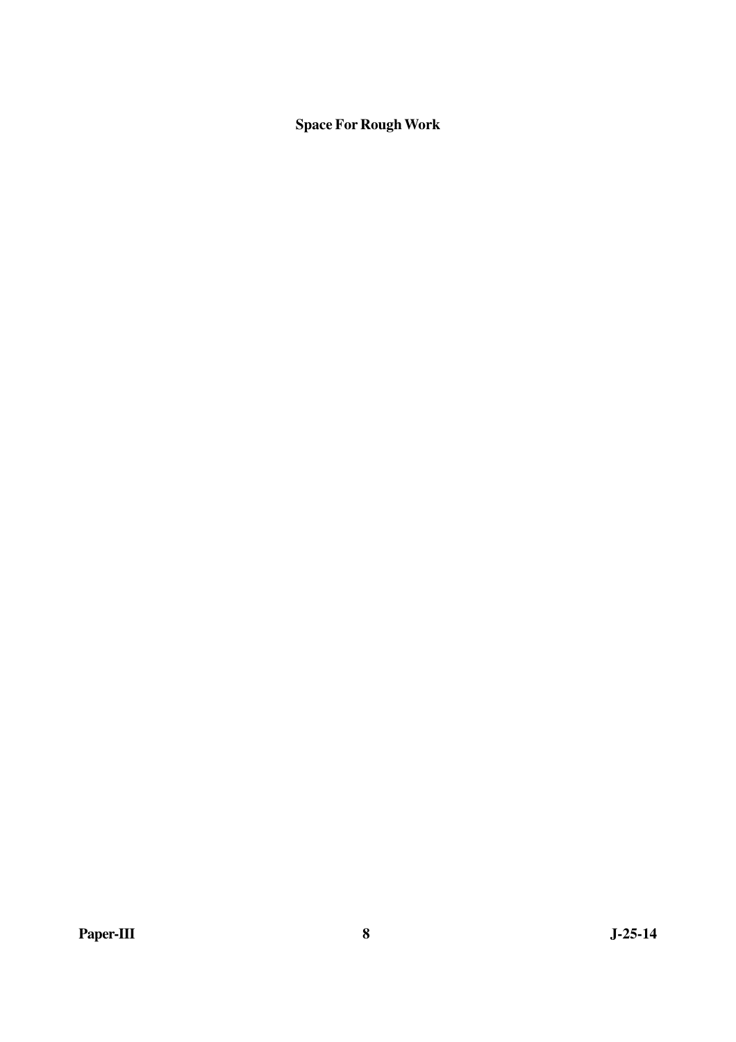**Space For Rough Work**